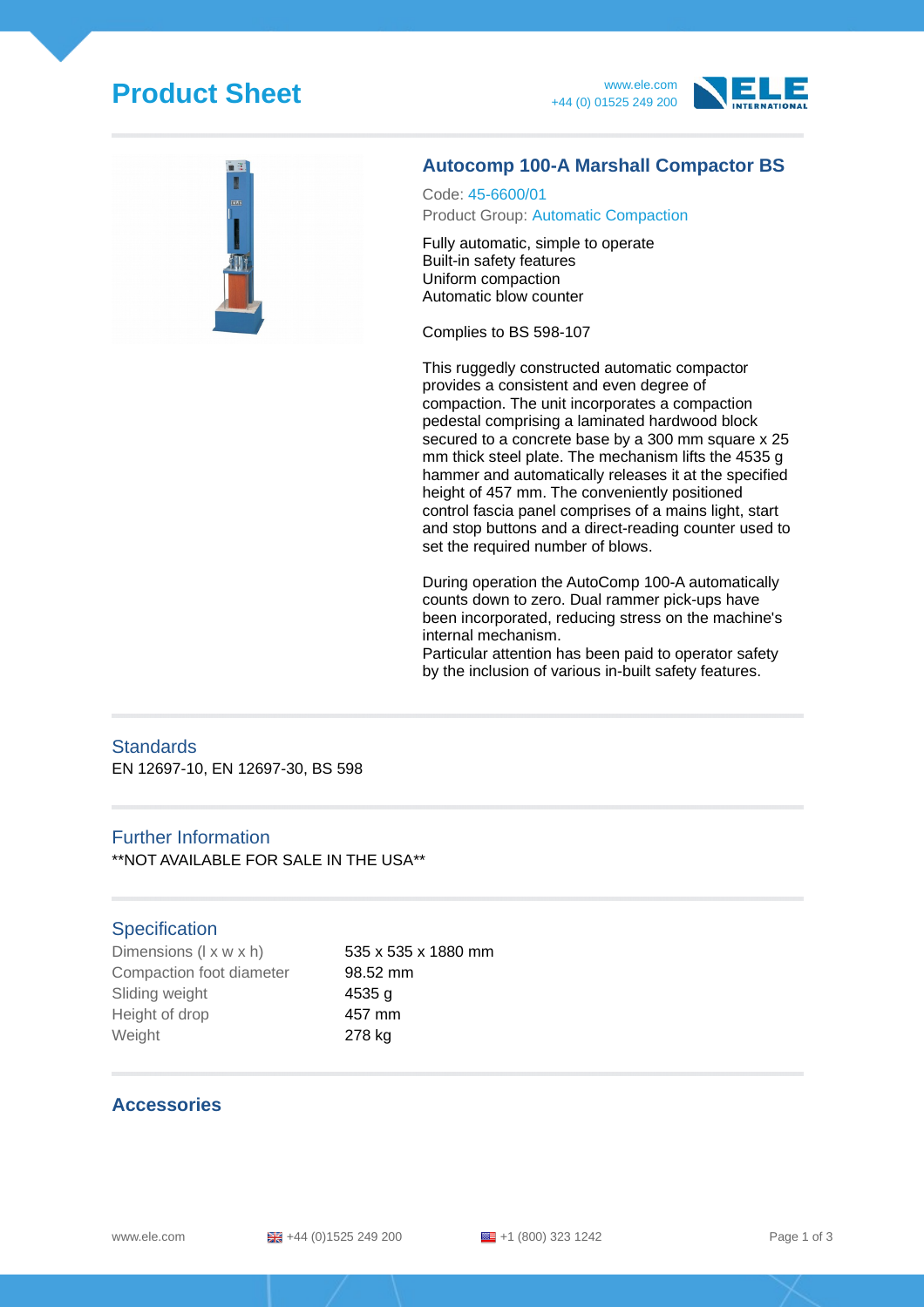# Product Sheet

www.ele.com
+44 (0) 01525 249 200

## Autocomp 100-A Marshall Compactor BS

Code: 45-6600/01
Product Group: Automatic Compaction

Fully automatic, simple to operate
Built-in safety features
Uniform compaction
Automatic blow counter

Complies to BS 598-107

This ruggedly constructed automatic compactor provides a consistent and even degree of compaction. The unit incorporates a compaction pedestal comprising a laminated hardwood block secured to a concrete base by a 300 mm square x 25 mm thick steel plate. The mechanism lifts the 4535 g hammer and automatically releases it at the specified height of 457 mm. The conveniently positioned control fascia panel comprises of a mains light, start and stop buttons and a direct-reading counter used to set the required number of blows.

During operation the AutoComp 100-A automatically counts down to zero. Dual rammer pick-ups have been incorporated, reducing stress on the machine's internal mechanism.
Particular attention has been paid to operator safety by the inclusion of various in-built safety features.

## Standards

EN 12697-10, EN 12697-30, BS 598

## Further Information

**NOT AVAILABLE FOR SALE IN THE USA**

## Specification

| | |
|---|---|
| Dimensions (l x w x h) | 535 x 535 x 1880 mm |
| Compaction foot diameter | 98.52 mm |
| Sliding weight | 4535 g |
| Height of drop | 457 mm |
| Weight | 278 kg |

## Accessories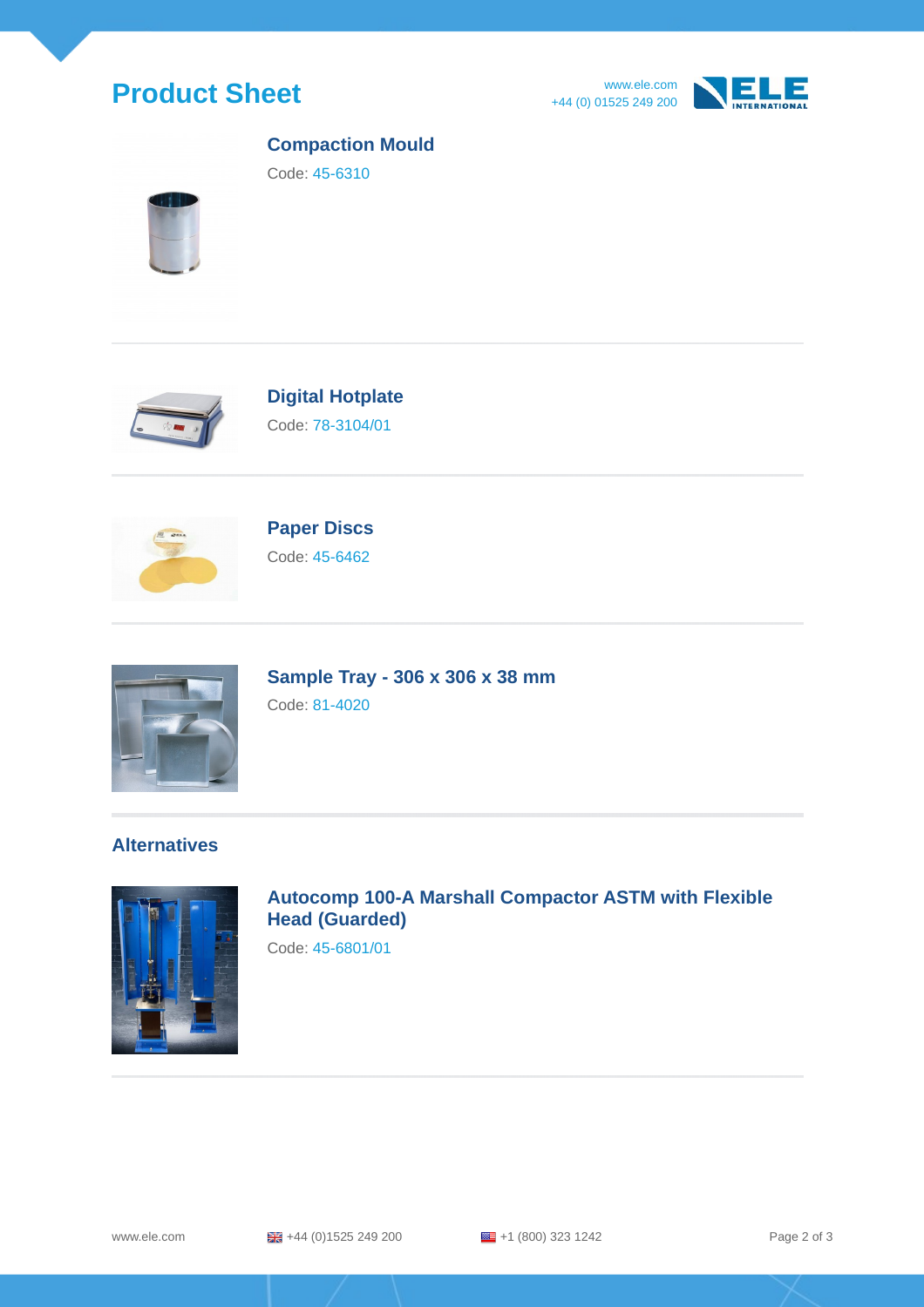### Compaction Mould

Code: 45-6310

### Digital Hotplate

Code: 78-3104/01

### Paper Discs

Code: 45-6462

### Sample Tray - 306 x 306 x 38 mm

Code: 81-4020

## Alternatives

### Autocomp 100-A Marshall Compactor ASTM with Flexible Head (Guarded)

Code: 45-6801/01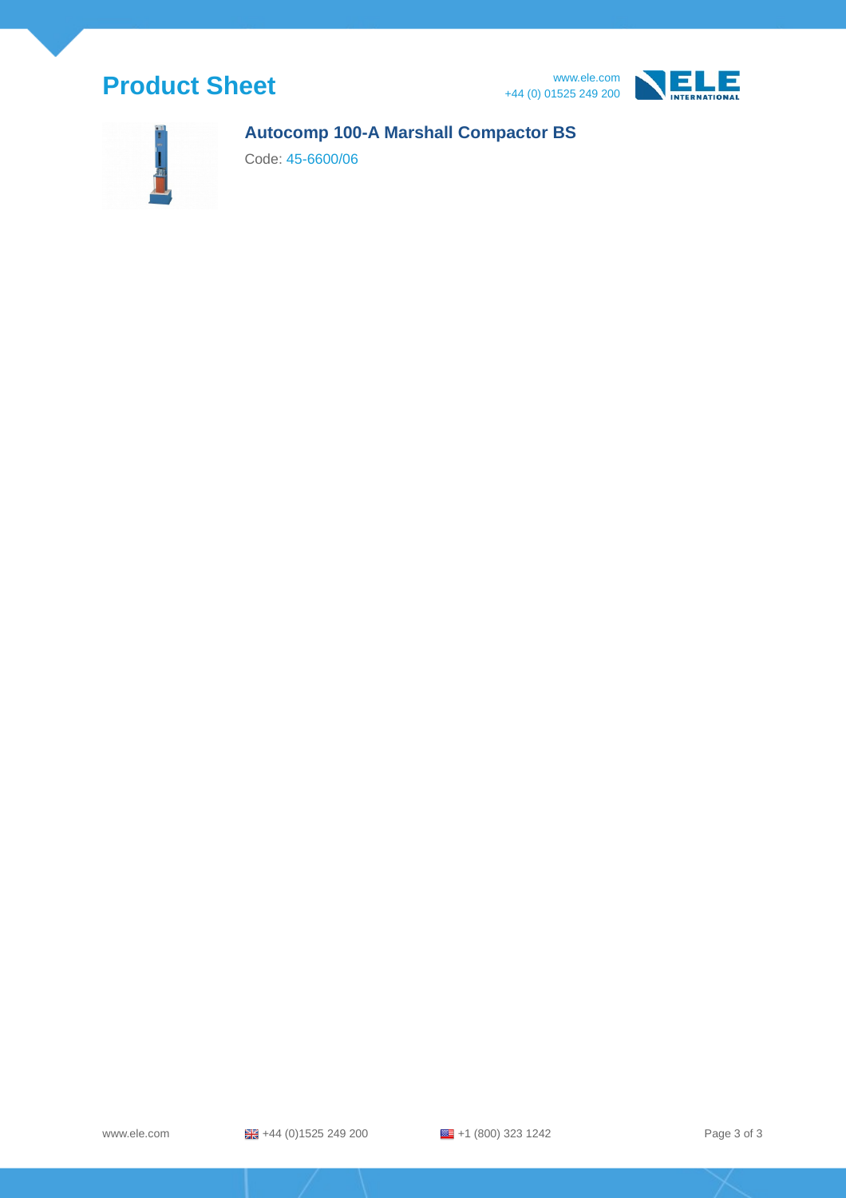# Product Sheet

www.ele.com
+44 (0) 01525 249 200

## Autocomp 100-A Marshall Compactor BS

Code: 45-6600/06